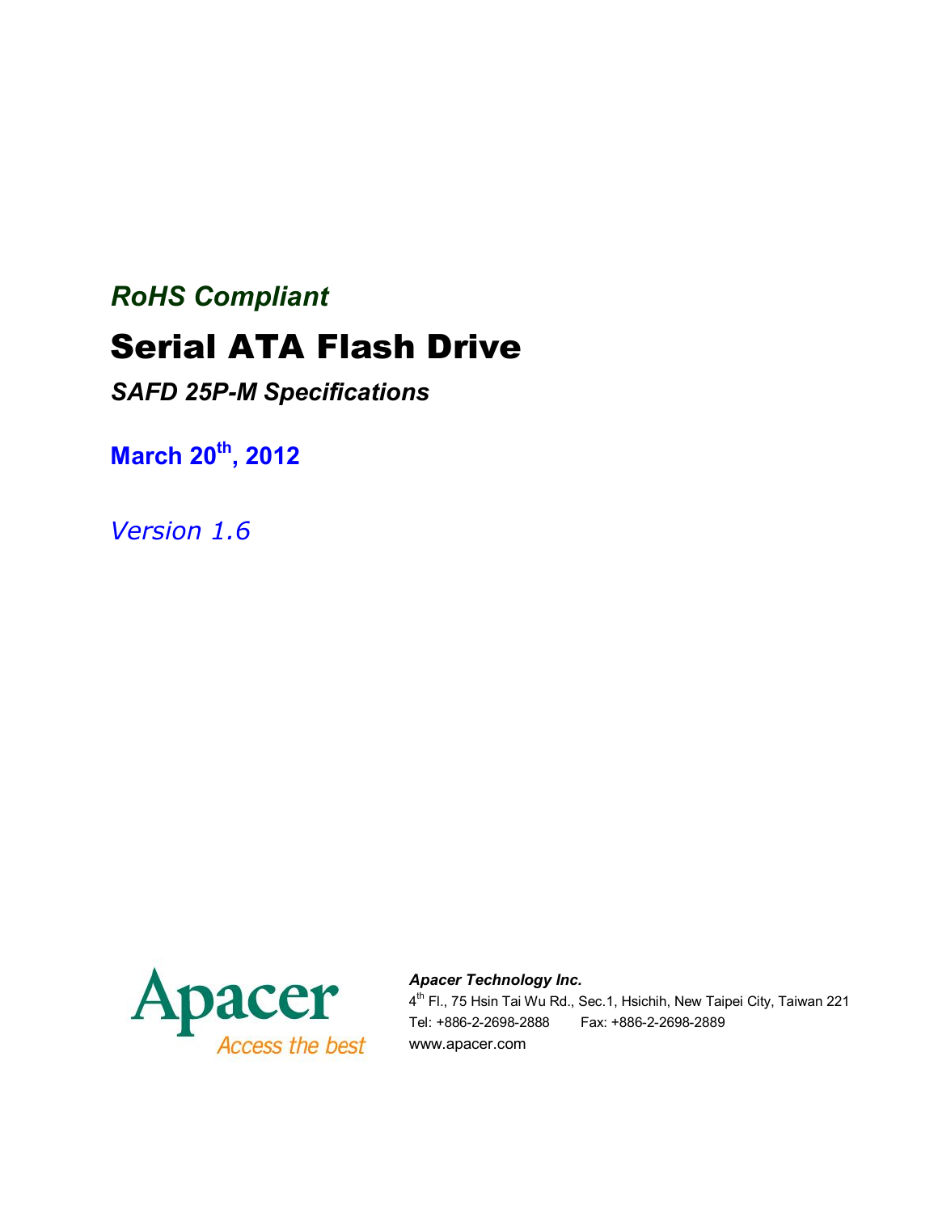*RoHS Compliant*

# Serial ATA Flash Drive

***SAFD 25P-M Specifications***

**March 20th, 2012**

*Version 1.6*

Apacer

Access the best

***Apacer Technology Inc.***

4th Fl., 75 Hsin Tai Wu Rd., Sec.1, Hsichih, New Taipei City, Taiwan 221

Tel: +886-2-2698-2888 Fax: +886-2-2698-2889

www.apacer.com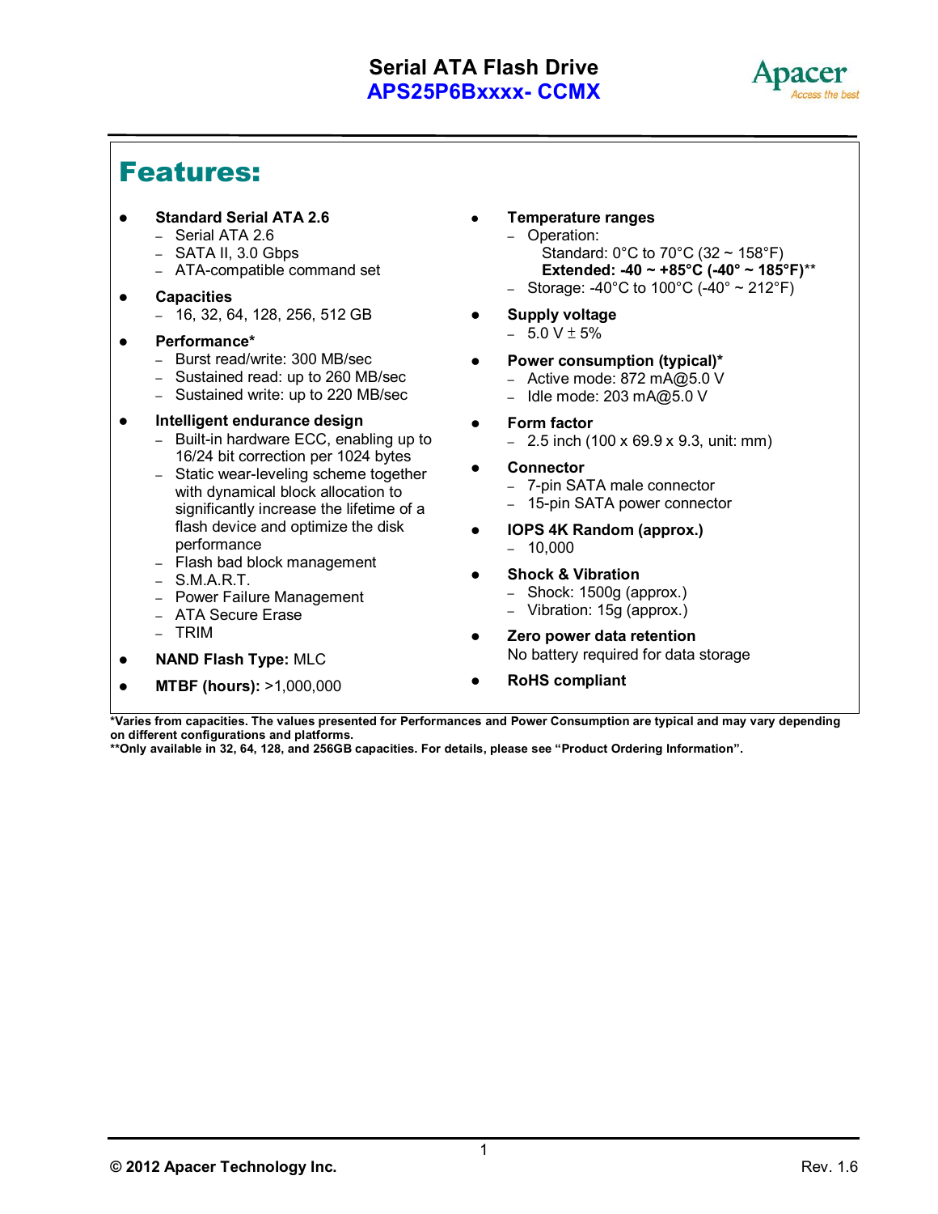# Serial ATA Flash Drive
## APS25P6Bxxxx- CCMX

# Features:

- **Standard Serial ATA 2.6**
  - Serial ATA 2.6
  - SATA II, 3.0 Gbps
  - ATA-compatible command set
- **Capacities**
  - 16, 32, 64, 128, 256, 512 GB
- **Performance***
  - Burst read/write: 300 MB/sec
  - Sustained read: up to 260 MB/sec
  - Sustained write: up to 220 MB/sec
- **Intelligent endurance design**
  - Built-in hardware ECC, enabling up to 16/24 bit correction per 1024 bytes
  - Static wear-leveling scheme together with dynamical block allocation to significantly increase the lifetime of a flash device and optimize the disk performance
  - Flash bad block management
  - S.M.A.R.T.
  - Power Failure Management
  - ATA Secure Erase
  - TRIM
- **NAND Flash Type:** MLC
- **MTBF (hours):** >1,000,000
- **Temperature ranges**
  - Operation:
    - Standard: 0°C to 70°C (32 ~ 158°F)
    - **Extended: -40 ~ +85°C (-40° ~ 185°F)****
  - Storage: -40°C to 100°C (-40° ~ 212°F)
- **Supply voltage**
  - 5.0 V ± 5%
- **Power consumption (typical)***
  - Active mode: 872 mA@5.0 V
  - Idle mode: 203 mA@5.0 V
- **Form factor**
  - 2.5 inch (100 x 69.9 x 9.3, unit: mm)
- **Connector**
  - 7-pin SATA male connector
  - 15-pin SATA power connector
- **IOPS 4K Random (approx.)**
  - 10,000
- **Shock & Vibration**
  - Shock: 1500g (approx.)
  - Vibration: 15g (approx.)
- **Zero power data retention**
  No battery required for data storage
- **RoHS compliant**

**\*Varies from capacities. The values presented for Performances and Power Consumption are typical and may vary depending on different configurations and platforms.**
**\*\*Only available in 32, 64, 128, and 256GB capacities. For details, please see "Product Ordering Information".**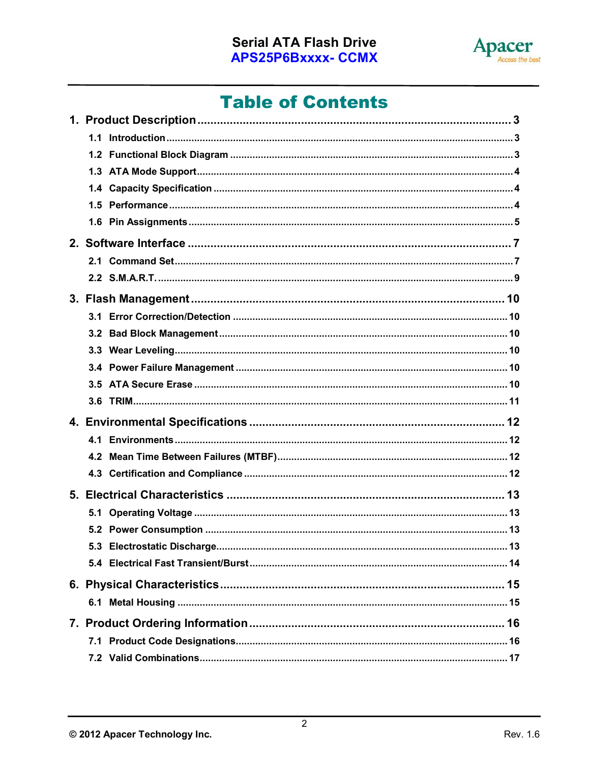# Table of Contents

1. Product Description ........ 3
   - 1.1 Introduction ........ 3
   - 1.2 Functional Block Diagram ........ 3
   - 1.3 ATA Mode Support ........ 4
   - 1.4 Capacity Specification ........ 4
   - 1.5 Performance ........ 4
   - 1.6 Pin Assignments ........ 5
2. Software Interface ........ 7
   - 2.1 Command Set ........ 7
   - 2.2 S.M.A.R.T. ........ 9
3. Flash Management ........ 10
   - 3.1 Error Correction/Detection ........ 10
   - 3.2 Bad Block Management ........ 10
   - 3.3 Wear Leveling ........ 10
   - 3.4 Power Failure Management ........ 10
   - 3.5 ATA Secure Erase ........ 10
   - 3.6 TRIM ........ 11
4. Environmental Specifications ........ 12
   - 4.1 Environments ........ 12
   - 4.2 Mean Time Between Failures (MTBF) ........ 12
   - 4.3 Certification and Compliance ........ 12
5. Electrical Characteristics ........ 13
   - 5.1 Operating Voltage ........ 13
   - 5.2 Power Consumption ........ 13
   - 5.3 Electrostatic Discharge ........ 13
   - 5.4 Electrical Fast Transient/Burst ........ 14
6. Physical Characteristics ........ 15
   - 6.1 Metal Housing ........ 15
7. Product Ordering Information ........ 16
   - 7.1 Product Code Designations ........ 16
   - 7.2 Valid Combinations ........ 17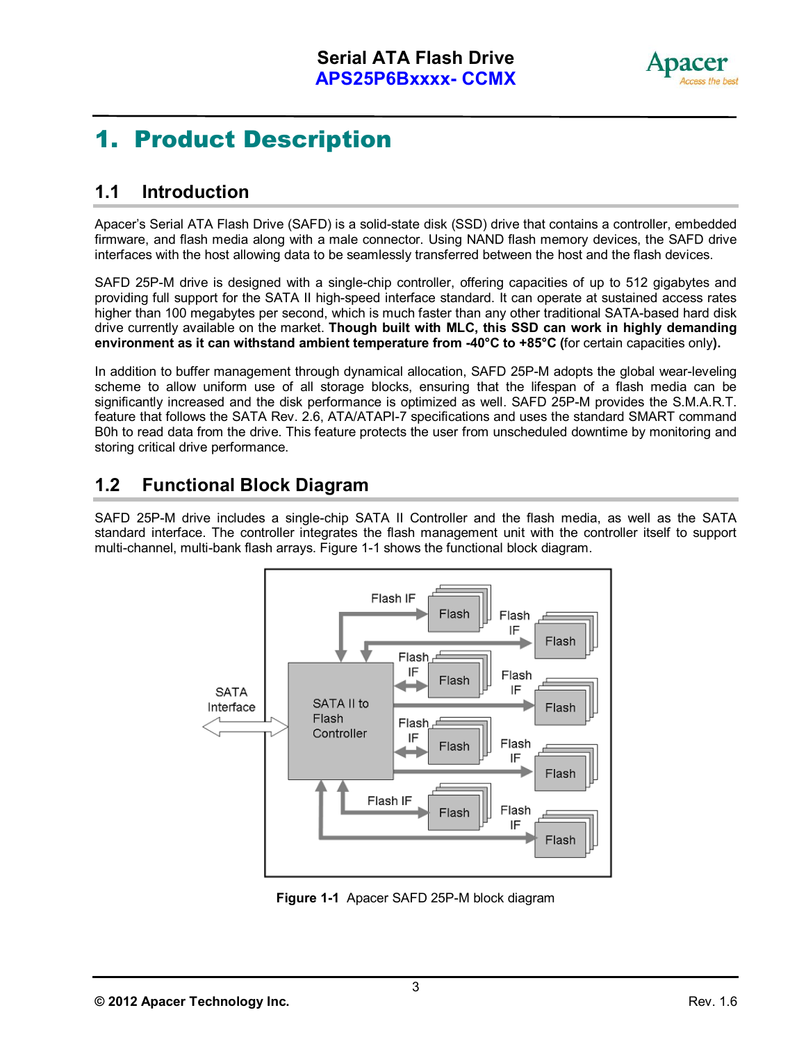# 1. Product Description

## 1.1 Introduction

Apacer's Serial ATA Flash Drive (SAFD) is a solid-state disk (SSD) drive that contains a controller, embedded firmware, and flash media along with a male connector. Using NAND flash memory devices, the SAFD drive interfaces with the host allowing data to be seamlessly transferred between the host and the flash devices.

SAFD 25P-M drive is designed with a single-chip controller, offering capacities of up to 512 gigabytes and providing full support for the SATA II high-speed interface standard. It can operate at sustained access rates higher than 100 megabytes per second, which is much faster than any other traditional SATA-based hard disk drive currently available on the market. **Though built with MLC, this SSD can work in highly demanding environment as it can withstand ambient temperature from -40°C to +85°C (**for certain capacities only**).**

In addition to buffer management through dynamical allocation, SAFD 25P-M adopts the global wear-leveling scheme to allow uniform use of all storage blocks, ensuring that the lifespan of a flash media can be significantly increased and the disk performance is optimized as well. SAFD 25P-M provides the S.M.A.R.T. feature that follows the SATA Rev. 2.6, ATA/ATAPI-7 specifications and uses the standard SMART command B0h to read data from the drive. This feature protects the user from unscheduled downtime by monitoring and storing critical drive performance.

## 1.2 Functional Block Diagram

SAFD 25P-M drive includes a single-chip SATA II Controller and the flash media, as well as the SATA standard interface. The controller integrates the flash management unit with the controller itself to support multi-channel, multi-bank flash arrays. Figure 1-1 shows the functional block diagram.

SATA Interface

SATA II to Flash Controller

Flash IF

Flash

**Figure 1-1** Apacer SAFD 25P-M block diagram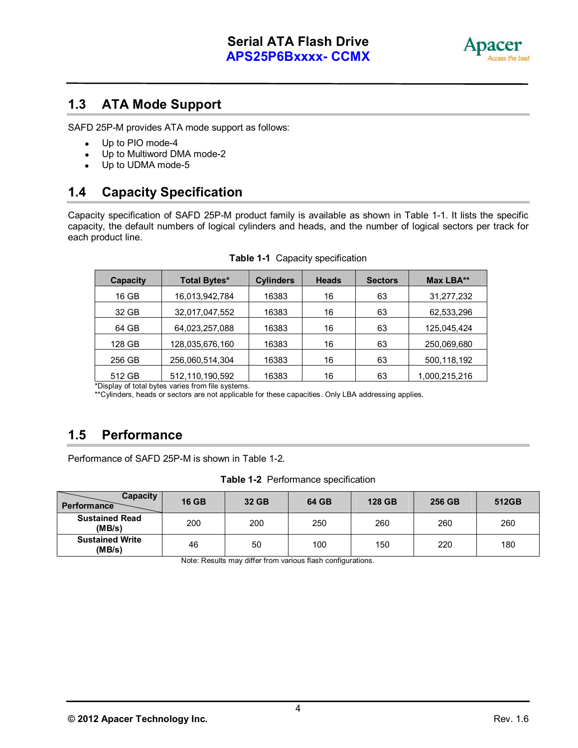## 1.3 ATA Mode Support

SAFD 25P-M provides ATA mode support as follows:

- Up to PIO mode-4
- Up to Multiword DMA mode-2
- Up to UDMA mode-5

## 1.4 Capacity Specification

Capacity specification of SAFD 25P-M product family is available as shown in Table 1-1. It lists the specific capacity, the default numbers of logical cylinders and heads, and the number of logical sectors per track for each product line.

**Table 1-1** Capacity specification

| Capacity | Total Bytes* | Cylinders | Heads | Sectors | Max LBA** |
|---|---|---|---|---|---|
| 16 GB | 16,013,942,784 | 16383 | 16 | 63 | 31,277,232 |
| 32 GB | 32,017,047,552 | 16383 | 16 | 63 | 62,533,296 |
| 64 GB | 64,023,257,088 | 16383 | 16 | 63 | 125,045,424 |
| 128 GB | 128,035,676,160 | 16383 | 16 | 63 | 250,069,680 |
| 256 GB | 256,060,514,304 | 16383 | 16 | 63 | 500,118,192 |
| 512 GB | 512,110,190,592 | 16383 | 16 | 63 | 1,000,215,216 |

*Display of total bytes varies from file systems.
**Cylinders, heads or sectors are not applicable for these capacities. Only LBA addressing applies.

## 1.5 Performance

Performance of SAFD 25P-M is shown in Table 1-2.

**Table 1-2** Performance specification

| Performance \ Capacity | 16 GB | 32 GB | 64 GB | 128 GB | 256 GB | 512GB |
|---|---|---|---|---|---|---|
| **Sustained Read (MB/s)** | 200 | 200 | 250 | 260 | 260 | 260 |
| **Sustained Write (MB/s)** | 46 | 50 | 100 | 150 | 220 | 180 |

Note: Results may differ from various flash configurations.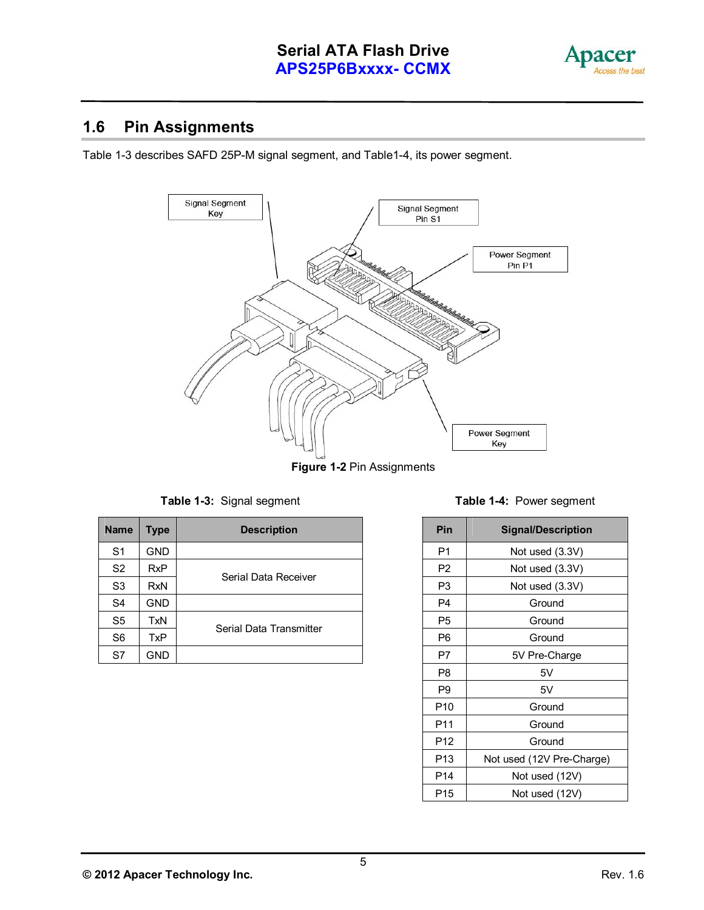## 1.6 Pin Assignments

Table 1-3 describes SAFD 25P-M signal segment, and Table1-4, its power segment.

Signal Segment Key

Signal Segment Pin S1

Power Segment Pin P1

Power Segment Key

**Figure 1-2** Pin Assignments

**Table 1-3:** Signal segment

| Name | Type | Description |
|---|---|---|
| S1 | GND | |
| S2 | RxP | Serial Data Receiver |
| S3 | RxN | |
| S4 | GND | |
| S5 | TxN | Serial Data Transmitter |
| S6 | TxP | |
| S7 | GND | |

**Table 1-4:** Power segment

| Pin | Signal/Description |
|---|---|
| P1 | Not used (3.3V) |
| P2 | Not used (3.3V) |
| P3 | Not used (3.3V) |
| P4 | Ground |
| P5 | Ground |
| P6 | Ground |
| P7 | 5V Pre-Charge |
| P8 | 5V |
| P9 | 5V |
| P10 | Ground |
| P11 | Ground |
| P12 | Ground |
| P13 | Not used (12V Pre-Charge) |
| P14 | Not used (12V) |
| P15 | Not used (12V) |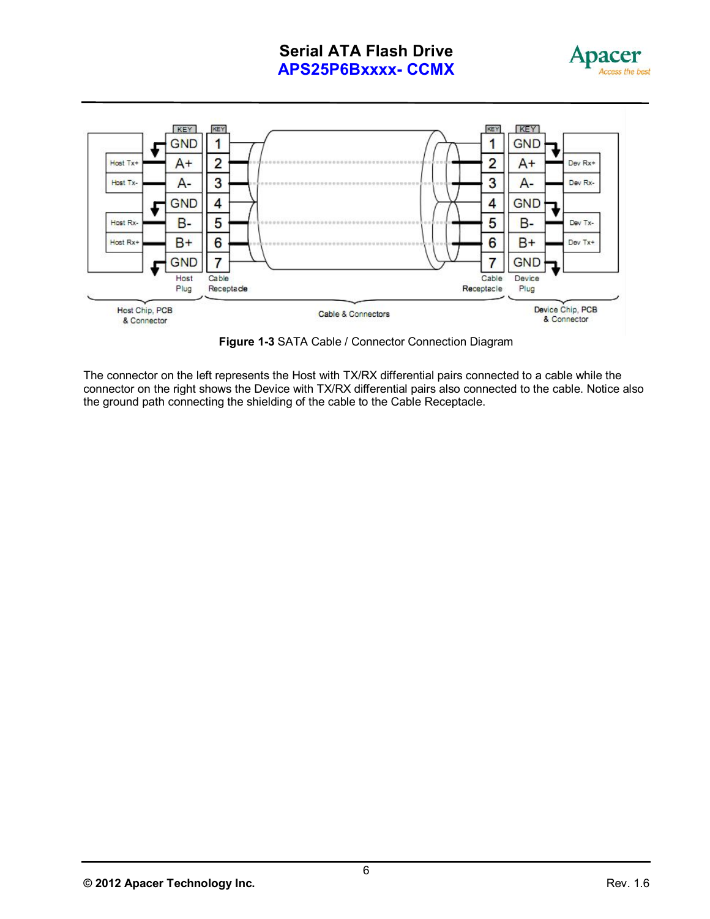KEY

GND
A+
A-
GND
B-
B+
GND

Host Tx+
Host Tx-
Host Rx-
Host Rx+

1
2
3
4
5
6
7

Host Plug
Cable Receptacle

Dev Rx+
Dev Rx-
Dev Tx-
Dev Tx+

Device Plug
Cable Receptacle

Host Chip, PCB & Connector
Cable & Connectors
Device Chip, PCB & Connector

**Figure 1-3** SATA Cable / Connector Connection Diagram

The connector on the left represents the Host with TX/RX differential pairs connected to a cable while the connector on the right shows the Device with TX/RX differential pairs also connected to the cable. Notice also the ground path connecting the shielding of the cable to the Cable Receptacle.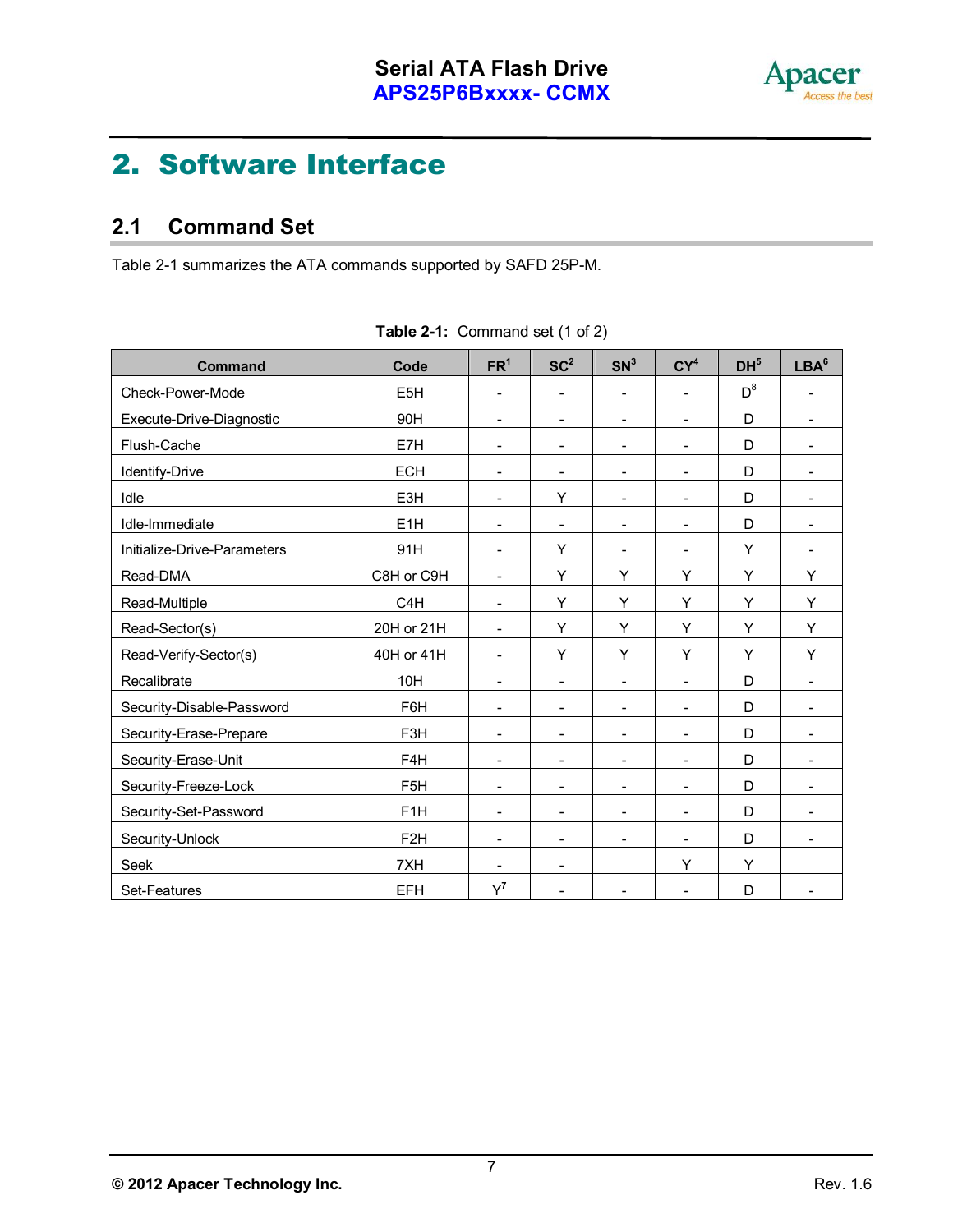# 2. Software Interface

## 2.1 Command Set

Table 2-1 summarizes the ATA commands supported by SAFD 25P-M.

**Table 2-1:** Command set (1 of 2)

| Command | Code | FR[1] | SC[2] | SN[3] | CY[4] | DH[5] | LBA[6] |
|---|---|---|---|---|---|---|---|
| Check-Power-Mode | E5H | - | - | - | - | D[8] | - |
| Execute-Drive-Diagnostic | 90H | - | - | - | - | D | - |
| Flush-Cache | E7H | - | - | - | - | D | - |
| Identify-Drive | ECH | - | - | - | - | D | - |
| Idle | E3H | - | Y | - | - | D | - |
| Idle-Immediate | E1H | - | - | - | - | D | - |
| Initialize-Drive-Parameters | 91H | - | Y | - | - | Y | - |
| Read-DMA | C8H or C9H | - | Y | Y | Y | Y | Y |
| Read-Multiple | C4H | - | Y | Y | Y | Y | Y |
| Read-Sector(s) | 20H or 21H | - | Y | Y | Y | Y | Y |
| Read-Verify-Sector(s) | 40H or 41H | - | Y | Y | Y | Y | Y |
| Recalibrate | 10H | - | - | - | - | D | - |
| Security-Disable-Password | F6H | - | - | - | - | D | - |
| Security-Erase-Prepare | F3H | - | - | - | - | D | - |
| Security-Erase-Unit | F4H | - | - | - | - | D | - |
| Security-Freeze-Lock | F5H | - | - | - | - | D | - |
| Security-Set-Password | F1H | - | - | - | - | D | - |
| Security-Unlock | F2H | - | - | - | - | D | - |
| Seek | 7XH | - | - | | Y | Y | |
| Set-Features | EFH | Y[7] | - | - | - | D | - |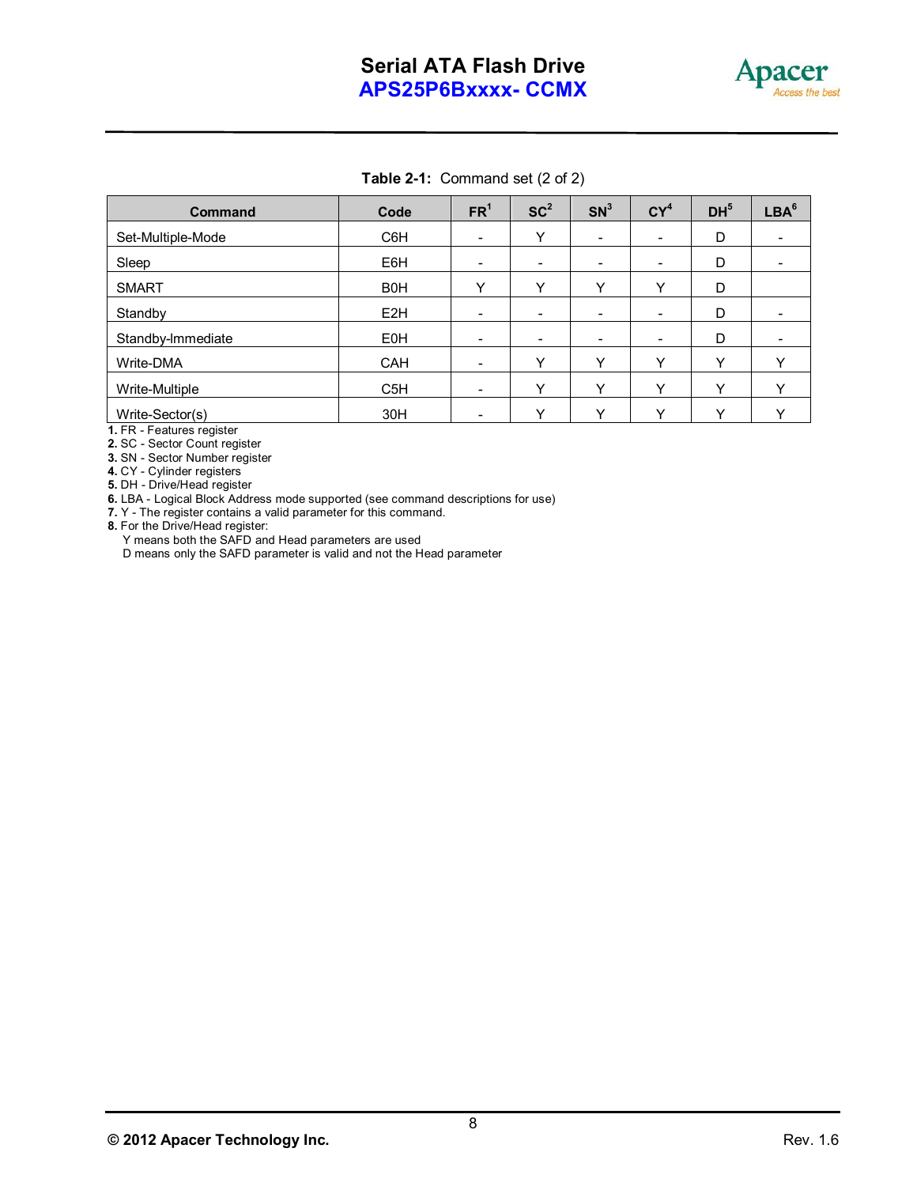**Table 2-1:** Command set (2 of 2)

| Command | Code | FR[1] | SC[2] | SN[3] | CY[4] | DH[5] | LBA[6] |
|---|---|---|---|---|---|---|---|
| Set-Multiple-Mode | C6H | - | Y | - | - | D | - |
| Sleep | E6H | - | - | - | - | D | - |
| SMART | B0H | Y | Y | Y | Y | D | |
| Standby | E2H | - | - | - | - | D | - |
| Standby-Immediate | E0H | - | - | - | - | D | - |
| Write-DMA | CAH | - | Y | Y | Y | Y | Y |
| Write-Multiple | C5H | - | Y | Y | Y | Y | Y |
| Write-Sector(s) | 30H | - | Y | Y | Y | Y | Y |

**1.** FR - Features register
**2.** SC - Sector Count register
**3.** SN - Sector Number register
**4.** CY - Cylinder registers
**5.** DH - Drive/Head register
**6.** LBA - Logical Block Address mode supported (see command descriptions for use)
**7.** Y - The register contains a valid parameter for this command.
**8.** For the Drive/Head register:
Y means both the SAFD and Head parameters are used
D means only the SAFD parameter is valid and not the Head parameter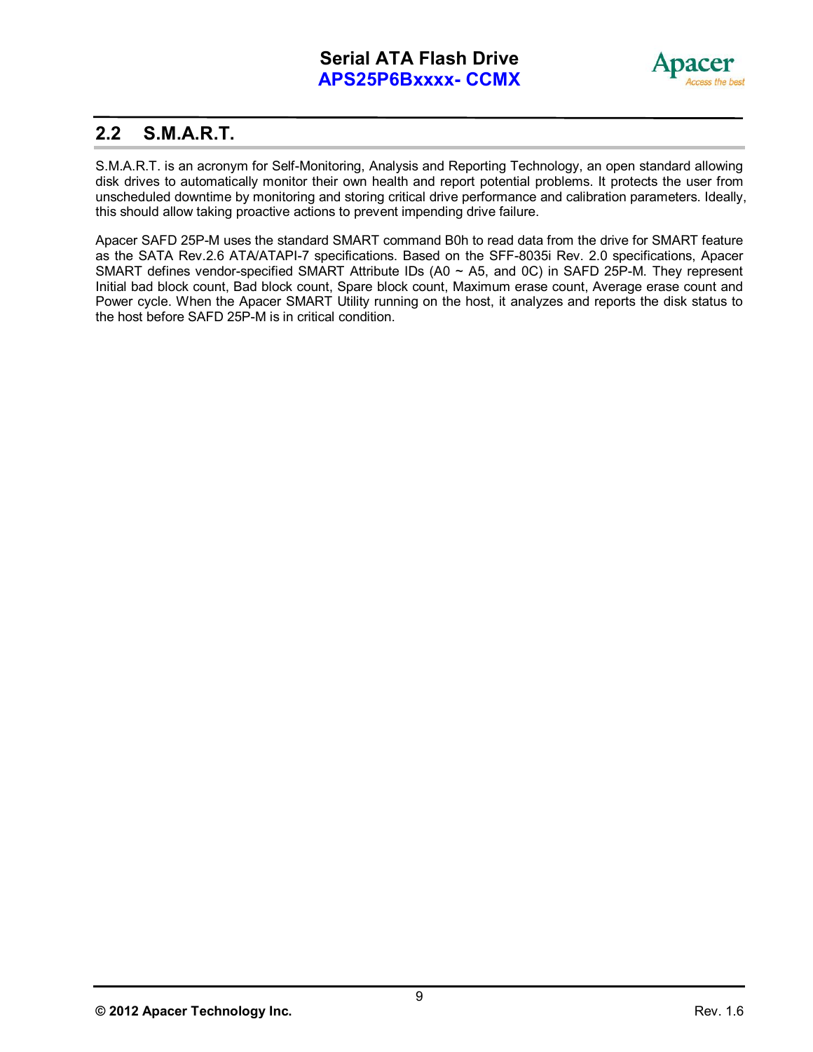## 2.2 S.M.A.R.T.

S.M.A.R.T. is an acronym for Self-Monitoring, Analysis and Reporting Technology, an open standard allowing disk drives to automatically monitor their own health and report potential problems. It protects the user from unscheduled downtime by monitoring and storing critical drive performance and calibration parameters. Ideally, this should allow taking proactive actions to prevent impending drive failure.

Apacer SAFD 25P-M uses the standard SMART command B0h to read data from the drive for SMART feature as the SATA Rev.2.6 ATA/ATAPI-7 specifications. Based on the SFF-8035i Rev. 2.0 specifications, Apacer SMART defines vendor-specified SMART Attribute IDs (A0 ~ A5, and 0C) in SAFD 25P-M. They represent Initial bad block count, Bad block count, Spare block count, Maximum erase count, Average erase count and Power cycle. When the Apacer SMART Utility running on the host, it analyzes and reports the disk status to the host before SAFD 25P-M is in critical condition.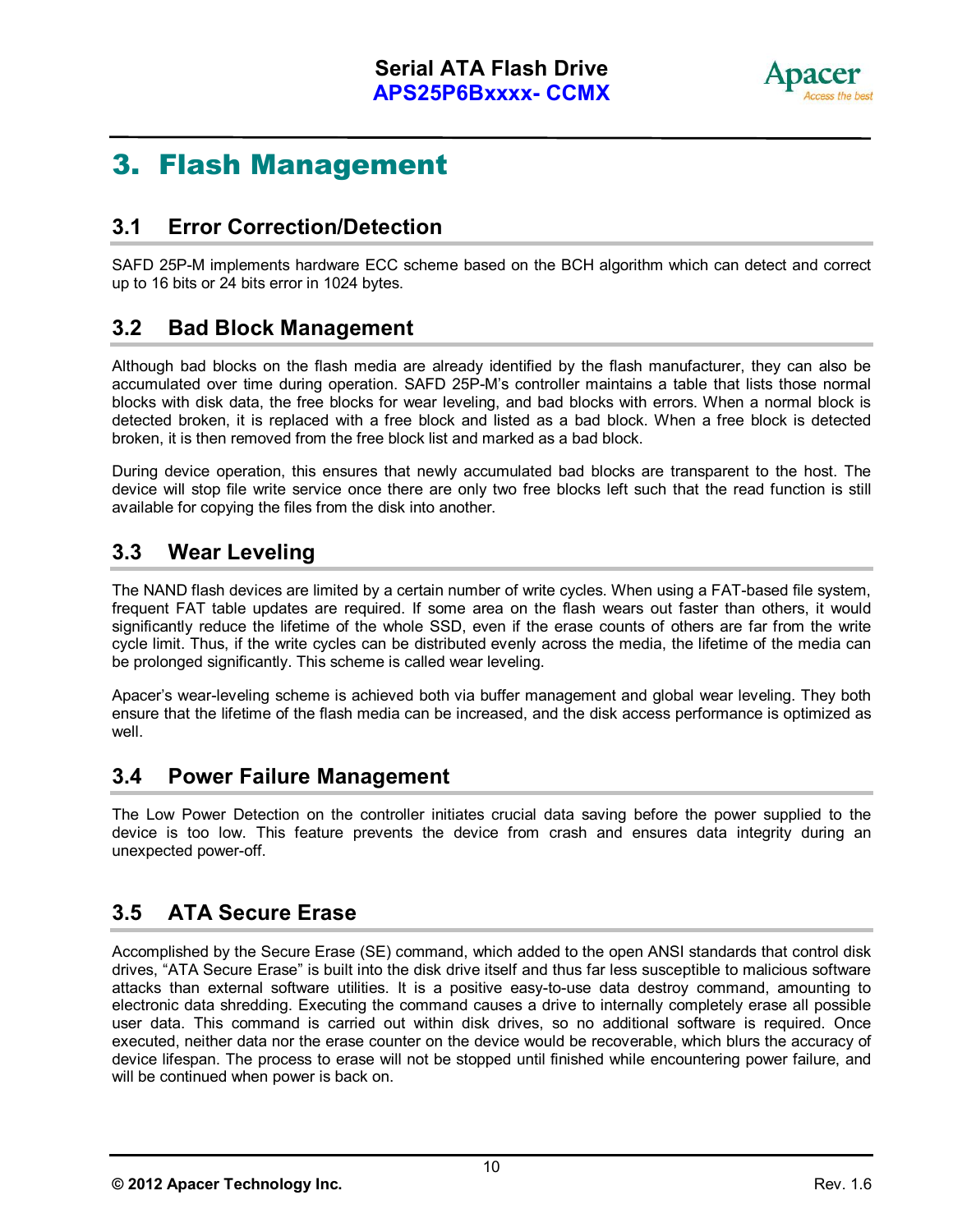# 3. Flash Management

## 3.1 Error Correction/Detection

SAFD 25P-M implements hardware ECC scheme based on the BCH algorithm which can detect and correct up to 16 bits or 24 bits error in 1024 bytes.

## 3.2 Bad Block Management

Although bad blocks on the flash media are already identified by the flash manufacturer, they can also be accumulated over time during operation. SAFD 25P-M's controller maintains a table that lists those normal blocks with disk data, the free blocks for wear leveling, and bad blocks with errors. When a normal block is detected broken, it is replaced with a free block and listed as a bad block. When a free block is detected broken, it is then removed from the free block list and marked as a bad block.

During device operation, this ensures that newly accumulated bad blocks are transparent to the host. The device will stop file write service once there are only two free blocks left such that the read function is still available for copying the files from the disk into another.

## 3.3 Wear Leveling

The NAND flash devices are limited by a certain number of write cycles. When using a FAT-based file system, frequent FAT table updates are required. If some area on the flash wears out faster than others, it would significantly reduce the lifetime of the whole SSD, even if the erase counts of others are far from the write cycle limit. Thus, if the write cycles can be distributed evenly across the media, the lifetime of the media can be prolonged significantly. This scheme is called wear leveling.

Apacer's wear-leveling scheme is achieved both via buffer management and global wear leveling. They both ensure that the lifetime of the flash media can be increased, and the disk access performance is optimized as well.

## 3.4 Power Failure Management

The Low Power Detection on the controller initiates crucial data saving before the power supplied to the device is too low. This feature prevents the device from crash and ensures data integrity during an unexpected power-off.

## 3.5 ATA Secure Erase

Accomplished by the Secure Erase (SE) command, which added to the open ANSI standards that control disk drives, "ATA Secure Erase" is built into the disk drive itself and thus far less susceptible to malicious software attacks than external software utilities. It is a positive easy-to-use data destroy command, amounting to electronic data shredding. Executing the command causes a drive to internally completely erase all possible user data. This command is carried out within disk drives, so no additional software is required. Once executed, neither data nor the erase counter on the device would be recoverable, which blurs the accuracy of device lifespan. The process to erase will not be stopped until finished while encountering power failure, and will be continued when power is back on.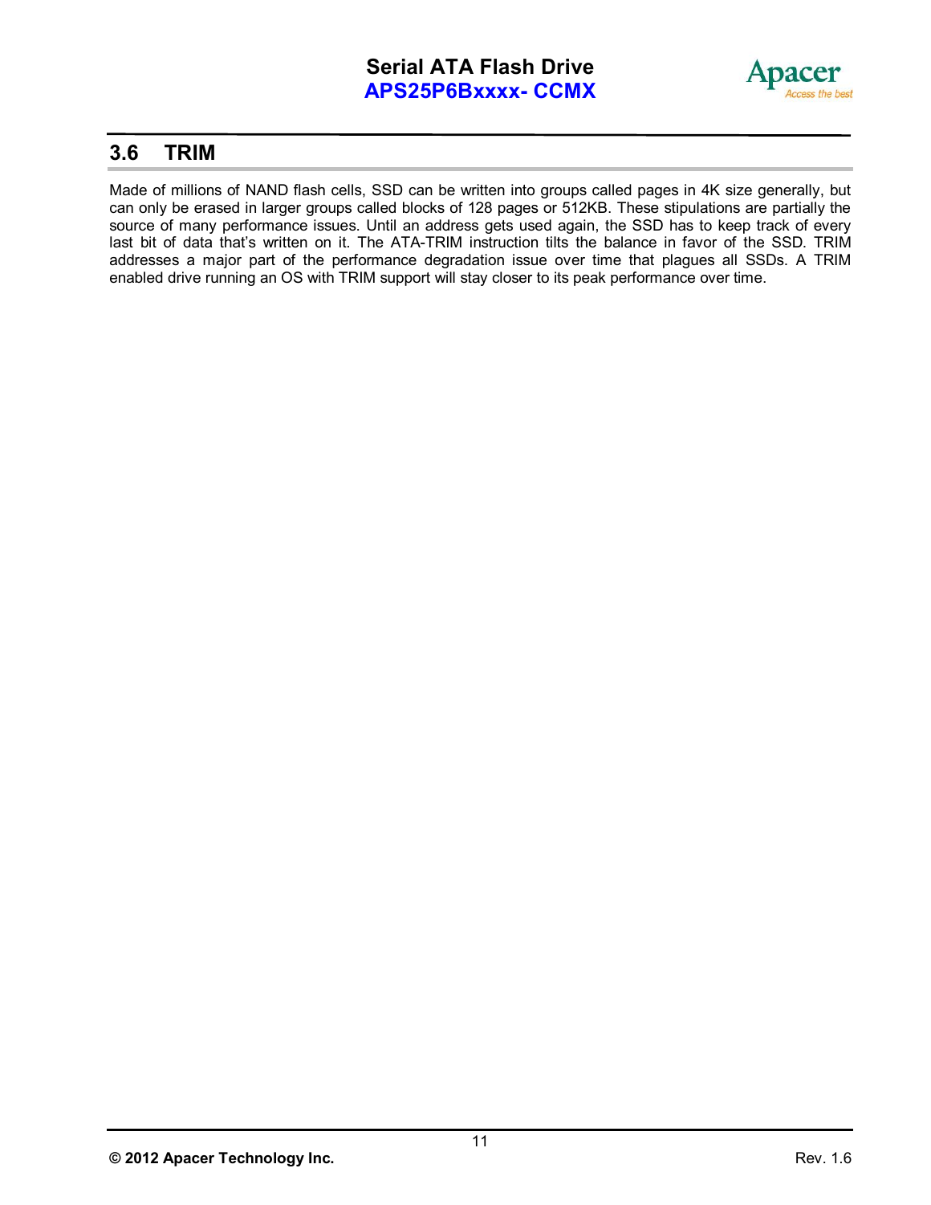## 3.6 TRIM

Made of millions of NAND flash cells, SSD can be written into groups called pages in 4K size generally, but can only be erased in larger groups called blocks of 128 pages or 512KB. These stipulations are partially the source of many performance issues. Until an address gets used again, the SSD has to keep track of every last bit of data that's written on it. The ATA-TRIM instruction tilts the balance in favor of the SSD. TRIM addresses a major part of the performance degradation issue over time that plagues all SSDs. A TRIM enabled drive running an OS with TRIM support will stay closer to its peak performance over time.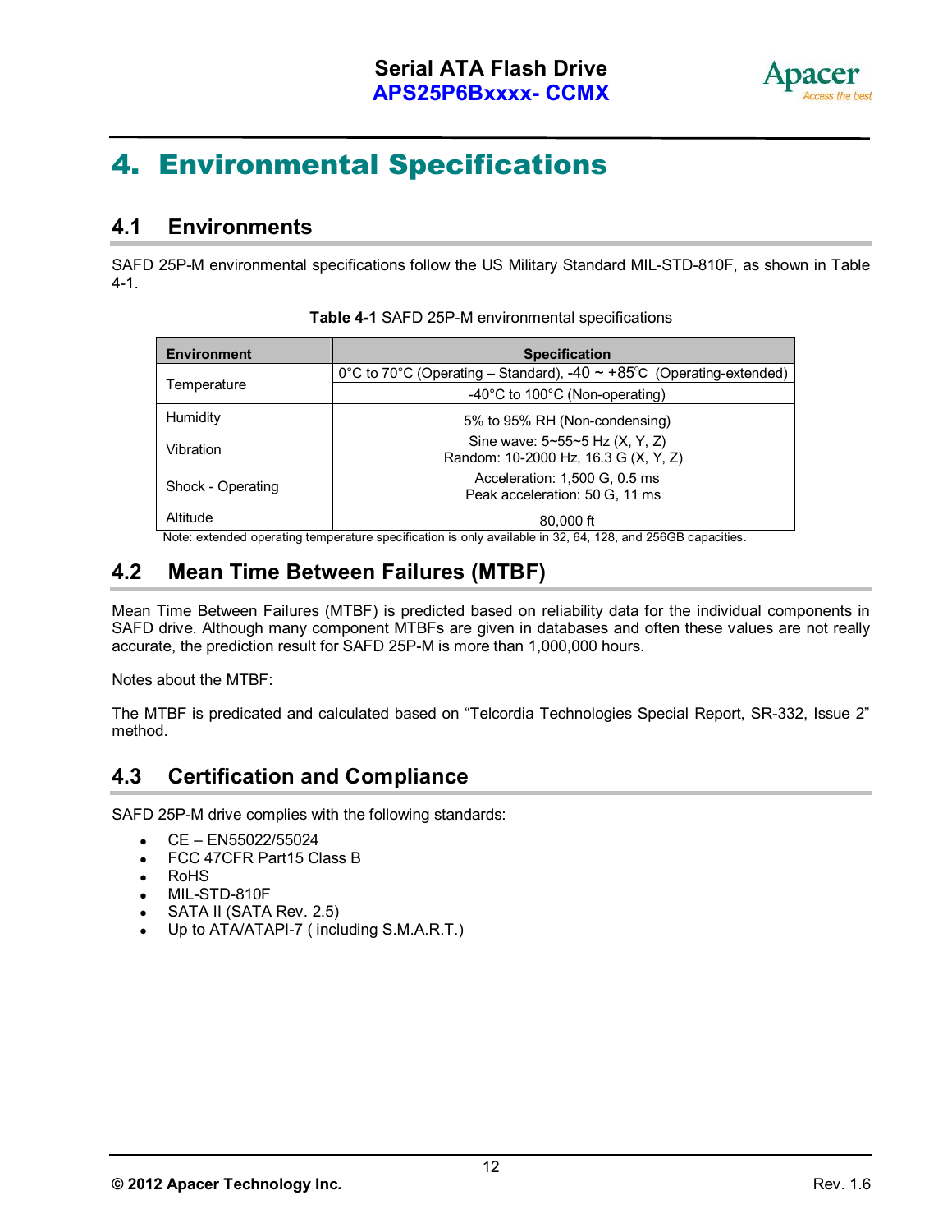# 4. Environmental Specifications

## 4.1 Environments

SAFD 25P-M environmental specifications follow the US Military Standard MIL-STD-810F, as shown in Table 4-1.

**Table 4-1** SAFD 25P-M environmental specifications

| Environment | Specification |
|---|---|
| Temperature | 0°C to 70°C (Operating – Standard), -40 ~ +85℃ (Operating-extended) |
| | -40°C to 100°C (Non-operating) |
| Humidity | 5% to 95% RH (Non-condensing) |
| Vibration | Sine wave: 5~55~5 Hz (X, Y, Z)<br>Random: 10-2000 Hz, 16.3 G (X, Y, Z) |
| Shock - Operating | Acceleration: 1,500 G, 0.5 ms<br>Peak acceleration: 50 G, 11 ms |
| Altitude | 80,000 ft |

Note: extended operating temperature specification is only available in 32, 64, 128, and 256GB capacities.

## 4.2 Mean Time Between Failures (MTBF)

Mean Time Between Failures (MTBF) is predicted based on reliability data for the individual components in SAFD drive. Although many component MTBFs are given in databases and often these values are not really accurate, the prediction result for SAFD 25P-M is more than 1,000,000 hours.

Notes about the MTBF:

The MTBF is predicated and calculated based on "Telcordia Technologies Special Report, SR-332, Issue 2" method.

## 4.3 Certification and Compliance

SAFD 25P-M drive complies with the following standards:

- CE – EN55022/55024
- FCC 47CFR Part15 Class B
- RoHS
- MIL-STD-810F
- SATA II (SATA Rev. 2.5)
- Up to ATA/ATAPI-7 ( including S.M.A.R.T.)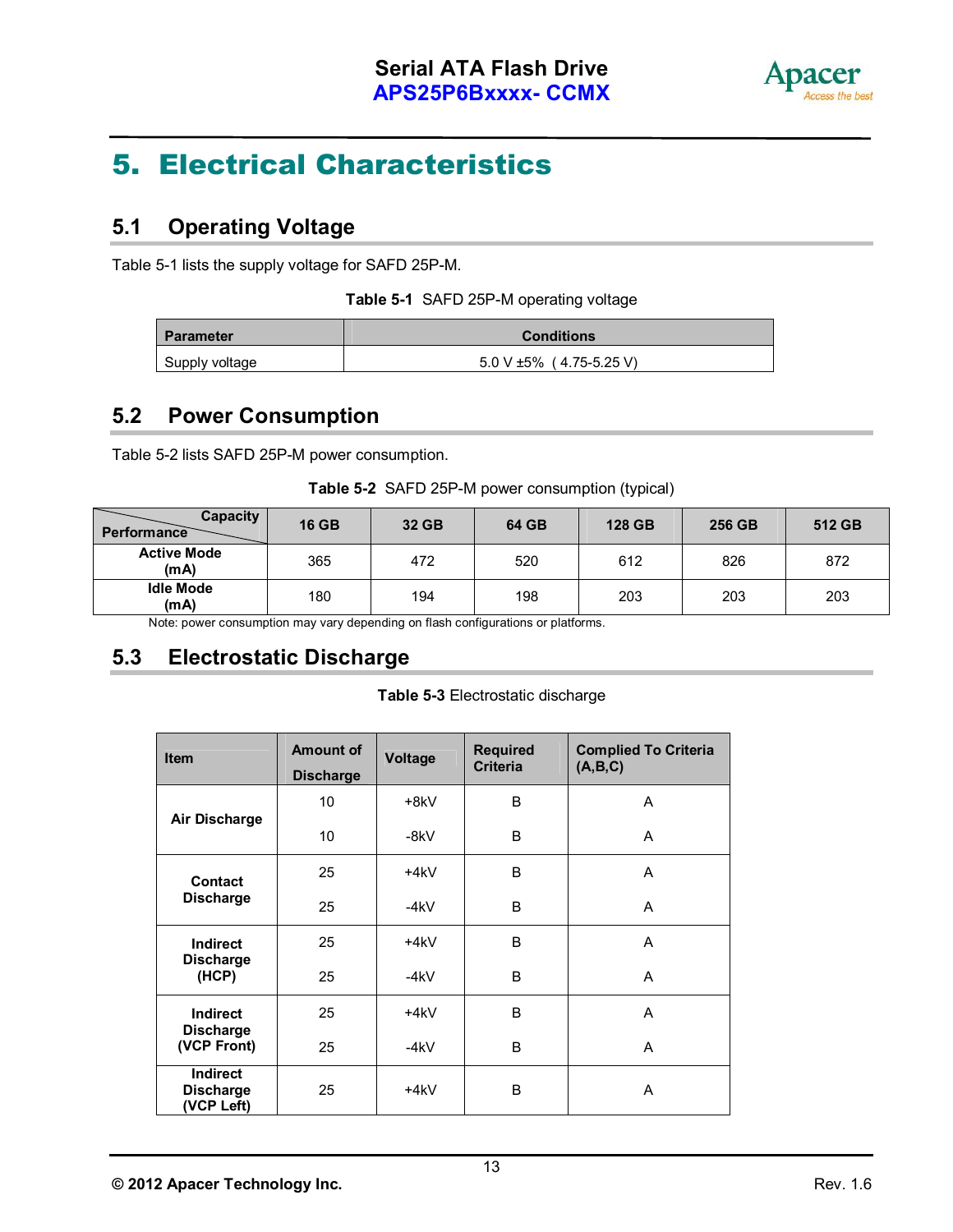# 5. Electrical Characteristics

## 5.1 Operating Voltage

Table 5-1 lists the supply voltage for SAFD 25P-M.

**Table 5-1** SAFD 25P-M operating voltage

| Parameter | Conditions |
|---|---|
| Supply voltage | 5.0 V ±5% ( 4.75-5.25 V) |

## 5.2 Power Consumption

Table 5-2 lists SAFD 25P-M power consumption.

**Table 5-2** SAFD 25P-M power consumption (typical)

| Capacity / Performance | 16 GB | 32 GB | 64 GB | 128 GB | 256 GB | 512 GB |
|---|---|---|---|---|---|---|
| Active Mode (mA) | 365 | 472 | 520 | 612 | 826 | 872 |
| Idle Mode (mA) | 180 | 194 | 198 | 203 | 203 | 203 |

Note: power consumption may vary depending on flash configurations or platforms.

## 5.3 Electrostatic Discharge

**Table 5-3** Electrostatic discharge

| Item | Amount of Discharge | Voltage | Required Criteria | Complied To Criteria (A,B,C) |
|---|---|---|---|---|
| Air Discharge | 10 | +8kV | B | A |
| | 10 | -8kV | B | A |
| Contact Discharge | 25 | +4kV | B | A |
| | 25 | -4kV | B | A |
| Indirect Discharge (HCP) | 25 | +4kV | B | A |
| | 25 | -4kV | B | A |
| Indirect Discharge (VCP Front) | 25 | +4kV | B | A |
| | 25 | -4kV | B | A |
| Indirect Discharge (VCP Left) | 25 | +4kV | B | A |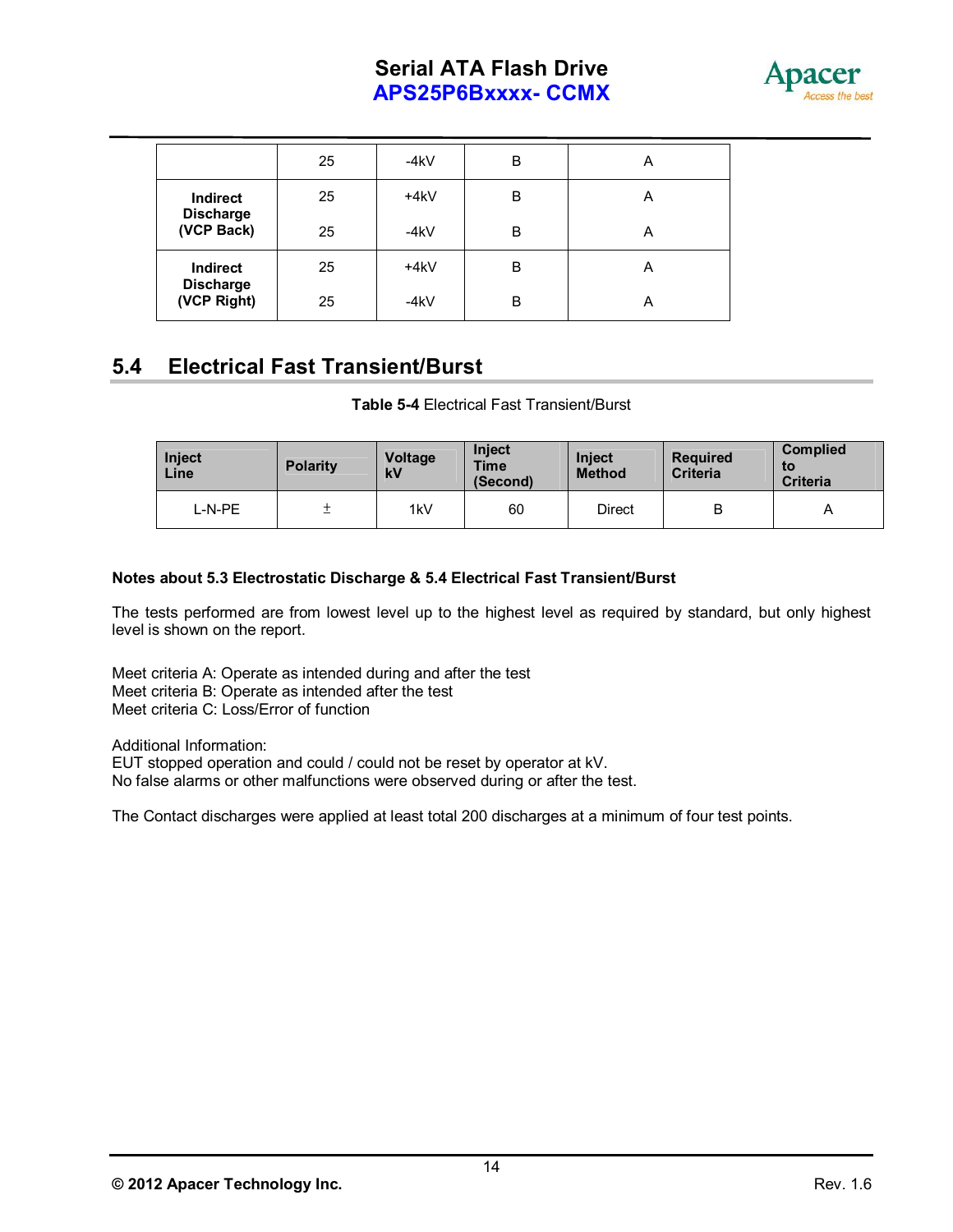| | | | | |
|---|---|---|---|---|
| | 25 | -4kV | B | A |
| Indirect Discharge (VCP Back) | 25 | +4kV | B | A |
| | 25 | -4kV | B | A |
| Indirect Discharge (VCP Right) | 25 | +4kV | B | A |
| | 25 | -4kV | B | A |

## 5.4 Electrical Fast Transient/Burst

**Table 5-4** Electrical Fast Transient/Burst

| Inject Line | Polarity | Voltage kV | Inject Time (Second) | Inject Method | Required Criteria | Complied to Criteria |
|---|---|---|---|---|---|---|
| L-N-PE | ± | 1kV | 60 | Direct | B | A |

**Notes about 5.3 Electrostatic Discharge & 5.4 Electrical Fast Transient/Burst**

The tests performed are from lowest level up to the highest level as required by standard, but only highest level is shown on the report.

Meet criteria A: Operate as intended during and after the test
Meet criteria B: Operate as intended after the test
Meet criteria C: Loss/Error of function

Additional Information:
EUT stopped operation and could / could not be reset by operator at kV.
No false alarms or other malfunctions were observed during or after the test.

The Contact discharges were applied at least total 200 discharges at a minimum of four test points.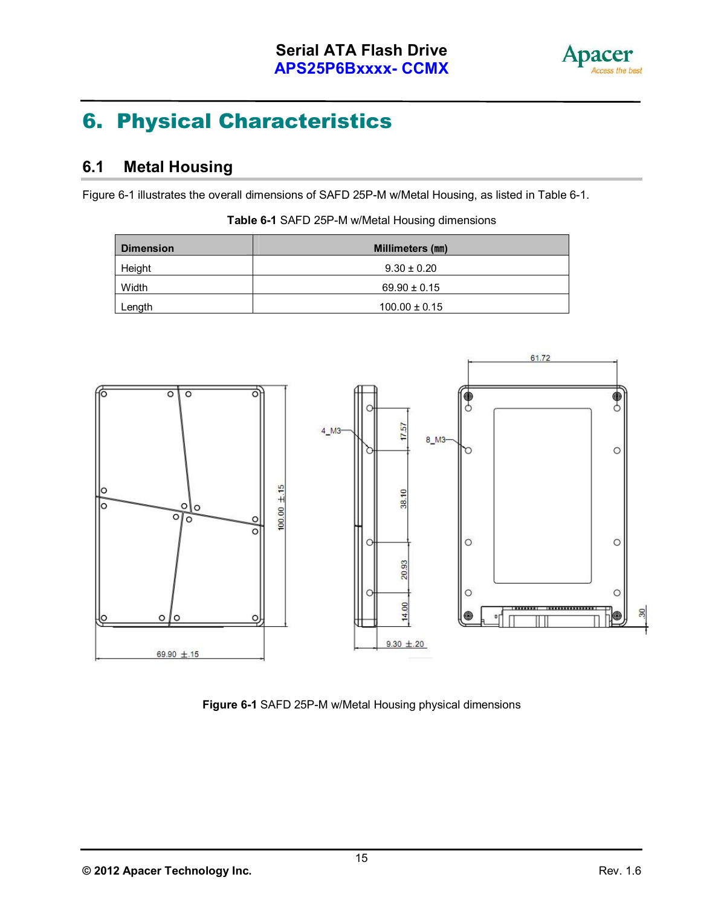# 6. Physical Characteristics

## 6.1 Metal Housing

Figure 6-1 illustrates the overall dimensions of SAFD 25P-M w/Metal Housing, as listed in Table 6-1.

**Table 6-1** SAFD 25P-M w/Metal Housing dimensions

| Dimension | Millimeters (㎜) |
|---|---|
| Height | 9.30 ± 0.20 |
| Width | 69.90 ± 0.15 |
| Length | 100.00 ± 0.15 |

61.72

4_M3

8_M3

17.57

38.10

20.93

14.00

30

100.00 ±.15

69.90 ±.15

9.30 ±.20

**Figure 6-1** SAFD 25P-M w/Metal Housing physical dimensions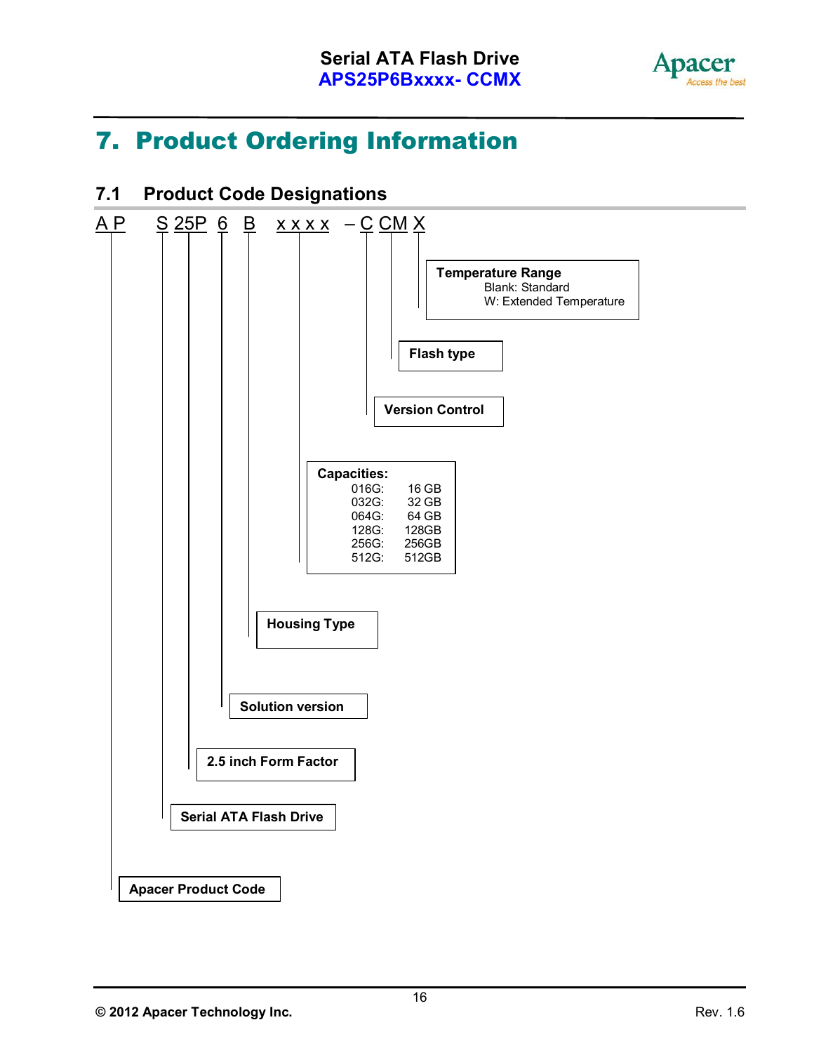# 7. Product Ordering Information

## 7.1 Product Code Designations

A P S 25P 6 B x x x x – C CM X

**Temperature Range**
Blank: Standard
W: Extended Temperature

**Flash type**

**Version Control**

**Capacities:**

| | |
|---|---|
| 016G: | 16 GB |
| 032G: | 32 GB |
| 064G: | 64 GB |
| 128G: | 128GB |
| 256G: | 256GB |
| 512G: | 512GB |

**Housing Type**

**Solution version**

**2.5 inch Form Factor**

**Serial ATA Flash Drive**

**Apacer Product Code**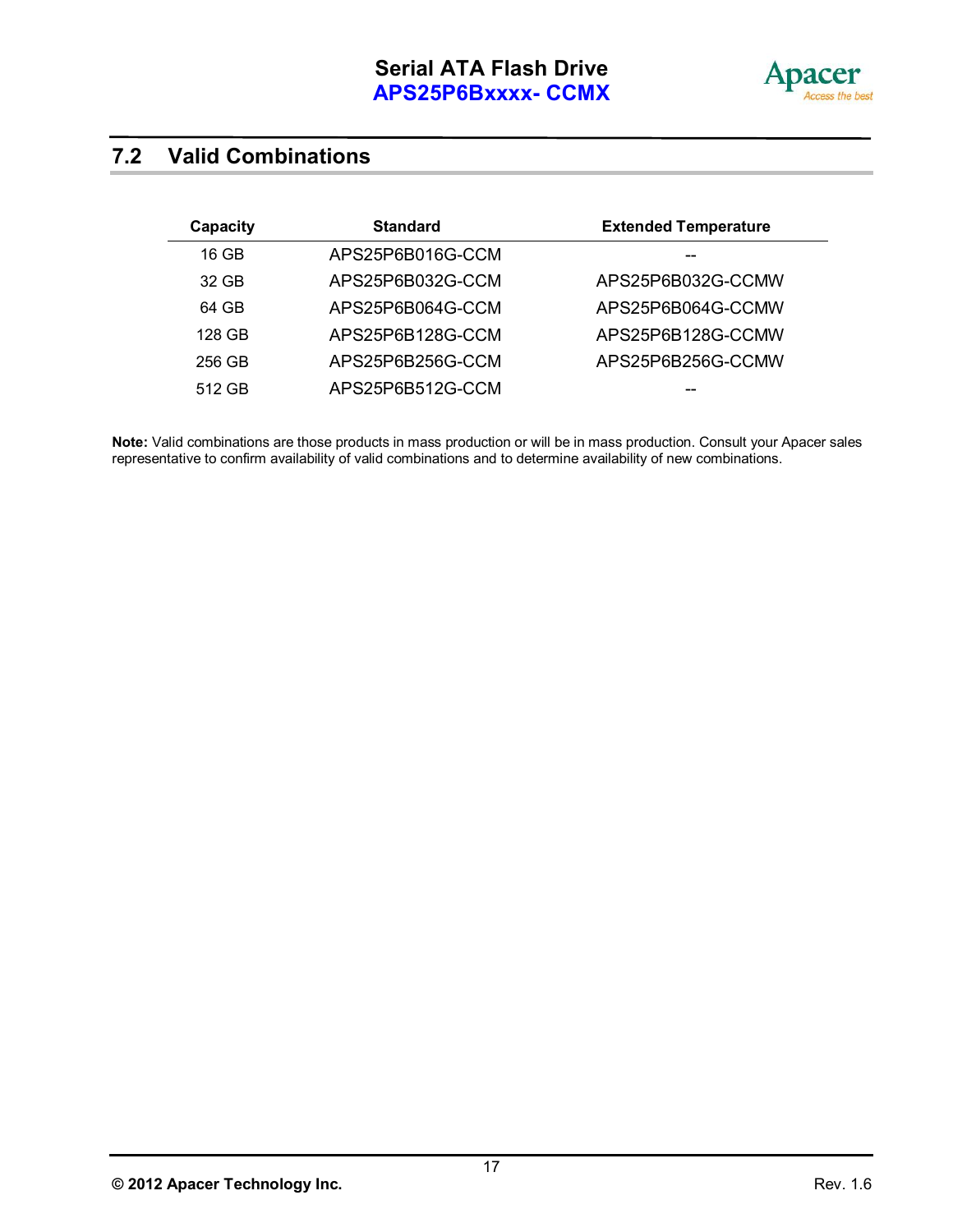## 7.2 Valid Combinations

| Capacity | Standard | Extended Temperature |
| --- | --- | --- |
| 16 GB | APS25P6B016G-CCM | -- |
| 32 GB | APS25P6B032G-CCM | APS25P6B032G-CCMW |
| 64 GB | APS25P6B064G-CCM | APS25P6B064G-CCMW |
| 128 GB | APS25P6B128G-CCM | APS25P6B128G-CCMW |
| 256 GB | APS25P6B256G-CCM | APS25P6B256G-CCMW |
| 512 GB | APS25P6B512G-CCM | -- |

**Note:** Valid combinations are those products in mass production or will be in mass production. Consult your Apacer sales representative to confirm availability of valid combinations and to determine availability of new combinations.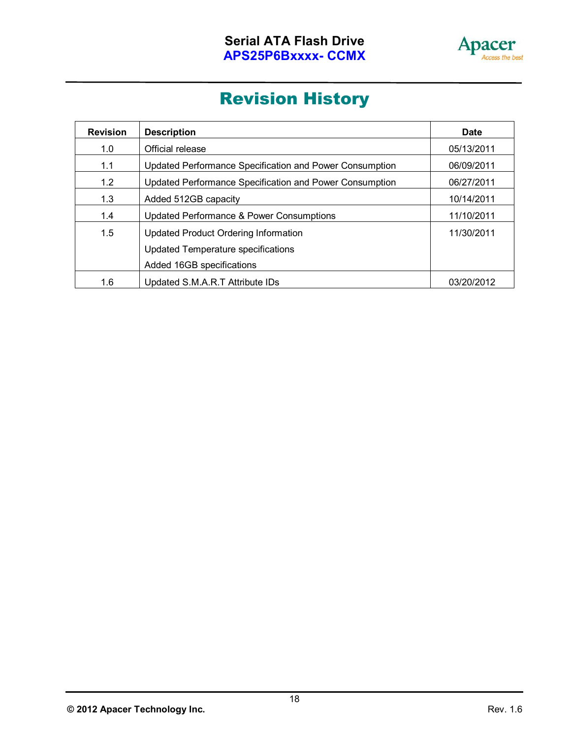# Revision History

| Revision | Description | Date |
|---|---|---|
| 1.0 | Official release | 05/13/2011 |
| 1.1 | Updated Performance Specification and Power Consumption | 06/09/2011 |
| 1.2 | Updated Performance Specification and Power Consumption | 06/27/2011 |
| 1.3 | Added 512GB capacity | 10/14/2011 |
| 1.4 | Updated Performance & Power Consumptions | 11/10/2011 |
| 1.5 | Updated Product Ordering Information<br>Updated Temperature specifications<br>Added 16GB specifications | 11/30/2011 |
| 1.6 | Updated S.M.A.R.T Attribute IDs | 03/20/2012 |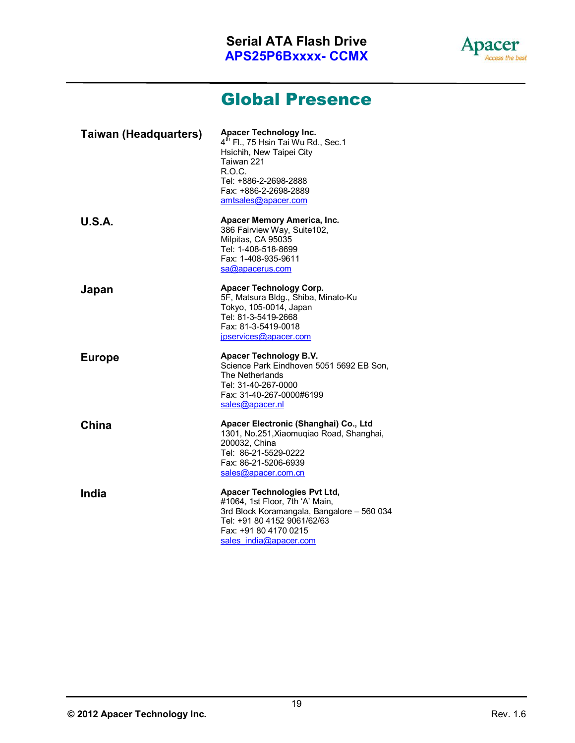# Global Presence

| | |
|---|---|
| **Taiwan (Headquarters)** | **Apacer Technology Inc.**<br>4th Fl., 75 Hsin Tai Wu Rd., Sec.1<br>Hsichih, New Taipei City<br>Taiwan 221<br>R.O.C.<br>Tel: +886-2-2698-2888<br>Fax: +886-2-2698-2889<br>amtsales@apacer.com |
| **U.S.A.** | **Apacer Memory America, Inc.**<br>386 Fairview Way, Suite102,<br>Milpitas, CA 95035<br>Tel: 1-408-518-8699<br>Fax: 1-408-935-9611<br>sa@apacerus.com |
| **Japan** | **Apacer Technology Corp.**<br>5F, Matsura Bldg., Shiba, Minato-Ku<br>Tokyo, 105-0014, Japan<br>Tel: 81-3-5419-2668<br>Fax: 81-3-5419-0018<br>jpservices@apacer.com |
| **Europe** | **Apacer Technology B.V.**<br>Science Park Eindhoven 5051 5692 EB Son,<br>The Netherlands<br>Tel: 31-40-267-0000<br>Fax: 31-40-267-0000#6199<br>sales@apacer.nl |
| **China** | **Apacer Electronic (Shanghai) Co., Ltd**<br>1301, No.251,Xiaomuqiao Road, Shanghai,<br>200032, China<br>Tel: 86-21-5529-0222<br>Fax: 86-21-5206-6939<br>sales@apacer.com.cn |
| **India** | **Apacer Technologies Pvt Ltd,**<br>#1064, 1st Floor, 7th 'A' Main,<br>3rd Block Koramangala, Bangalore – 560 034<br>Tel: +91 80 4152 9061/62/63<br>Fax: +91 80 4170 0215<br>sales_india@apacer.com |